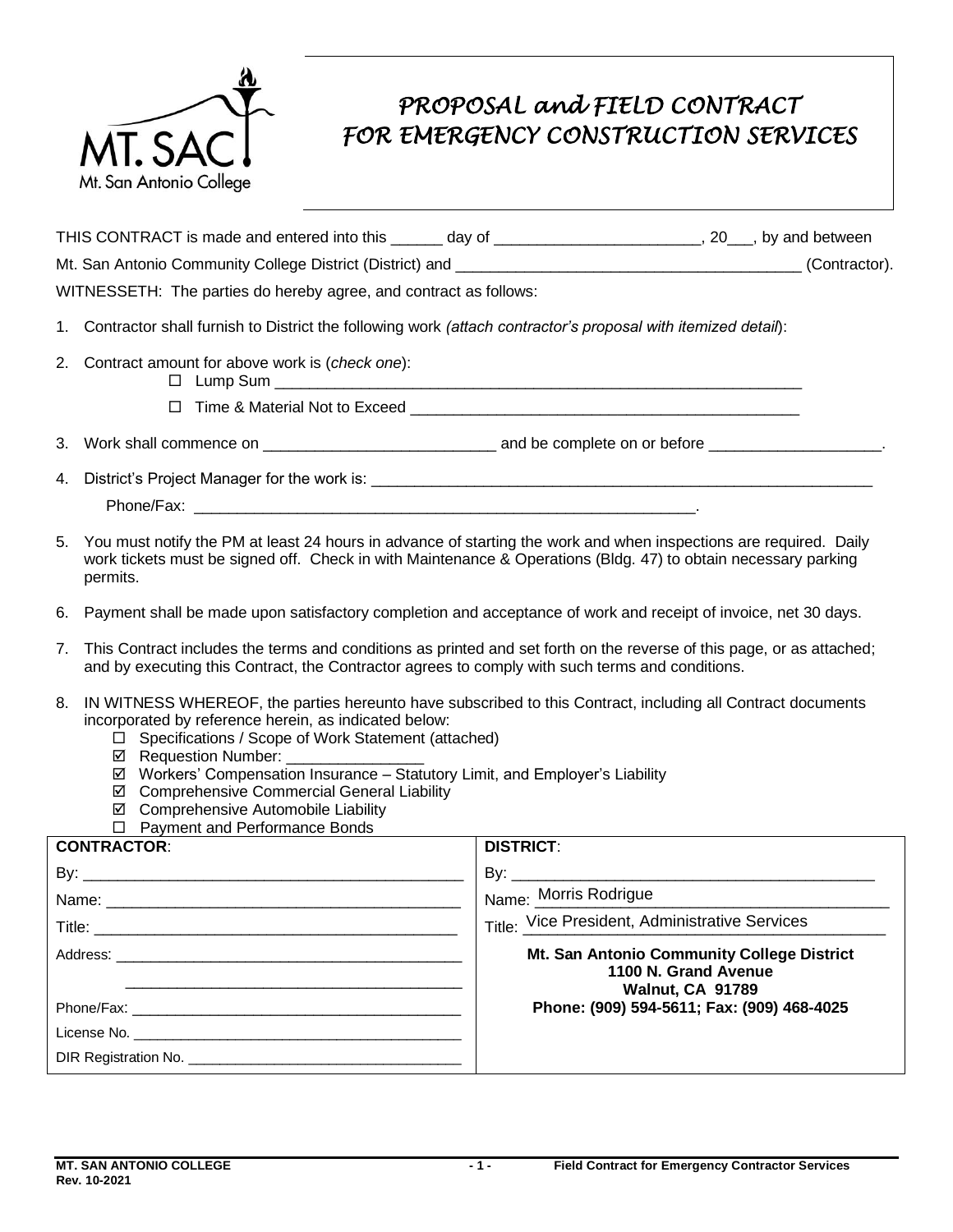# PROPOSAL and FIELD CONTRACT FOR EMERGENCY CONSTRUCTION SERVICES

THIS CONTRACT is made and entered into this ______ day of ________________________, 20___, by and between Mt. San Antonio Community College District (District) and ________________________________________ (Contractor).

WITNESSETH: The parties do hereby agree, and contract as follows:

1. Contractor shall furnish to District the following work *(attach contractor's proposal with itemized detail)*:

2. Contract amount for above work is (*check one*):
   - ☐ Lump Sum _______________________________________________________________
   - ☐ Time & Material Not to Exceed _______________________________________________

3. Work shall commence on ___________________________ and be complete on or before ____________________.

4. District's Project Manager for the work is: _____________________________________________________________

   Phone/Fax: __________________________________________________________.

5. You must notify the PM at least 24 hours in advance of starting the work and when inspections are required. Daily work tickets must be signed off. Check in with Maintenance & Operations (Bldg. 47) to obtain necessary parking permits.

6. Payment shall be made upon satisfactory completion and acceptance of work and receipt of invoice, net 30 days.

7. This Contract includes the terms and conditions as printed and set forth on the reverse of this page, or as attached; and by executing this Contract, the Contractor agrees to comply with such terms and conditions.

8. IN WITNESS WHEREOF, the parties hereunto have subscribed to this Contract, including all Contract documents incorporated by reference herein, as indicated below:
   - ☐ Specifications / Scope of Work Statement (attached)
   - ☑ Requestion Number: ________________
   - ☑ Workers' Compensation Insurance – Statutory Limit, and Employer's Liability
   - ☑ Comprehensive Commercial General Liability
   - ☑ Comprehensive Automobile Liability
   - ☐ Payment and Performance Bonds

| **CONTRACTOR**: | **DISTRICT**: |
|---|---|
| By: ____________________________________________ | By: ____________________________________________ |
| Name: __________________________________________ | Name: Morris Rodrigue |
| Title: ___________________________________________ | Title: Vice President, Administrative Services |
| Address: ________________________________________ ________________________________________ | **Mt. San Antonio Community College District** **1100 N. Grand Avenue** **Walnut, CA 91789** **Phone: (909) 594-5611; Fax: (909) 468-4025** |
| Phone/Fax: ______________________________________ | |
| License No. ______________________________________ | |
| DIR Registration No. ________________________________ | |

**MT. SAN ANTONIO COLLEGE**
**Rev. 10-2021**
**Field Contract for Emergency Contractor Services**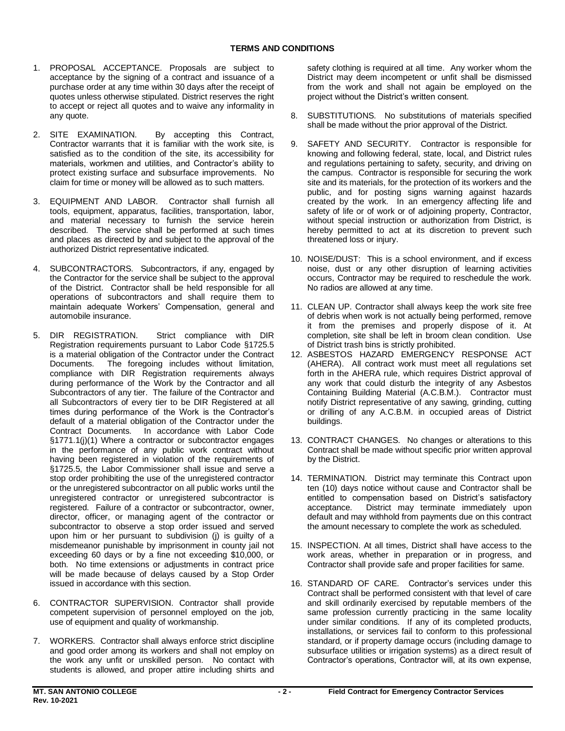## TERMS AND CONDITIONS

1. PROPOSAL ACCEPTANCE. Proposals are subject to acceptance by the signing of a contract and issuance of a purchase order at any time within 30 days after the receipt of quotes unless otherwise stipulated. District reserves the right to accept or reject all quotes and to waive any informality in any quote.

2. SITE EXAMINATION. By accepting this Contract, Contractor warrants that it is familiar with the work site, is satisfied as to the condition of the site, its accessibility for materials, workmen and utilities, and Contractor's ability to protect existing surface and subsurface improvements. No claim for time or money will be allowed as to such matters.

3. EQUIPMENT AND LABOR. Contractor shall furnish all tools, equipment, apparatus, facilities, transportation, labor, and material necessary to furnish the service herein described. The service shall be performed at such times and places as directed by and subject to the approval of the authorized District representative indicated.

4. SUBCONTRACTORS. Subcontractors, if any, engaged by the Contractor for the service shall be subject to the approval of the District. Contractor shall be held responsible for all operations of subcontractors and shall require them to maintain adequate Workers' Compensation, general and automobile insurance.

5. DIR REGISTRATION. Strict compliance with DIR Registration requirements pursuant to Labor Code §1725.5 is a material obligation of the Contractor under the Contract Documents. The foregoing includes without limitation, compliance with DIR Registration requirements always during performance of the Work by the Contractor and all Subcontractors of any tier. The failure of the Contractor and all Subcontractors of every tier to be DIR Registered at all times during performance of the Work is the Contractor's default of a material obligation of the Contractor under the Contract Documents. In accordance with Labor Code §1771.1(j)(1) Where a contractor or subcontractor engages in the performance of any public work contract without having been registered in violation of the requirements of §1725.5, the Labor Commissioner shall issue and serve a stop order prohibiting the use of the unregistered contractor or the unregistered subcontractor on all public works until the unregistered contractor or unregistered subcontractor is registered. Failure of a contractor or subcontractor, owner, director, officer, or managing agent of the contractor or subcontractor to observe a stop order issued and served upon him or her pursuant to subdivision (j) is guilty of a misdemeanor punishable by imprisonment in county jail not exceeding 60 days or by a fine not exceeding $10,000, or both. No time extensions or adjustments in contract price will be made because of delays caused by a Stop Order issued in accordance with this section.

6. CONTRACTOR SUPERVISION. Contractor shall provide competent supervision of personnel employed on the job, use of equipment and quality of workmanship.

7. WORKERS. Contractor shall always enforce strict discipline and good order among its workers and shall not employ on the work any unfit or unskilled person. No contact with students is allowed, and proper attire including shirts and safety clothing is required at all time. Any worker whom the District may deem incompetent or unfit shall be dismissed from the work and shall not again be employed on the project without the District's written consent.

8. SUBSTITUTIONS. No substitutions of materials specified shall be made without the prior approval of the District.

9. SAFETY AND SECURITY. Contractor is responsible for knowing and following federal, state, local, and District rules and regulations pertaining to safety, security, and driving on the campus. Contractor is responsible for securing the work site and its materials, for the protection of its workers and the public, and for posting signs warning against hazards created by the work. In an emergency affecting life and safety of life or of work or of adjoining property, Contractor, without special instruction or authorization from District, is hereby permitted to act at its discretion to prevent such threatened loss or injury.

10. NOISE/DUST: This is a school environment, and if excess noise, dust or any other disruption of learning activities occurs, Contractor may be required to reschedule the work. No radios are allowed at any time.

11. CLEAN UP. Contractor shall always keep the work site free of debris when work is not actually being performed, remove it from the premises and properly dispose of it. At completion, site shall be left in broom clean condition. Use of District trash bins is strictly prohibited.

12. ASBESTOS HAZARD EMERGENCY RESPONSE ACT (AHERA). All contract work must meet all regulations set forth in the AHERA rule, which requires District approval of any work that could disturb the integrity of any Asbestos Containing Building Material (A.C.B.M.). Contractor must notify District representative of any sawing, grinding, cutting or drilling of any A.C.B.M. in occupied areas of District buildings.

13. CONTRACT CHANGES. No changes or alterations to this Contract shall be made without specific prior written approval by the District.

14. TERMINATION. District may terminate this Contract upon ten (10) days notice without cause and Contractor shall be entitled to compensation based on District's satisfactory acceptance. District may terminate immediately upon default and may withhold from payments due on this contract the amount necessary to complete the work as scheduled.

15. INSPECTION. At all times, District shall have access to the work areas, whether in preparation or in progress, and Contractor shall provide safe and proper facilities for same.

16. STANDARD OF CARE. Contractor's services under this Contract shall be performed consistent with that level of care and skill ordinarily exercised by reputable members of the same profession currently practicing in the same locality under similar conditions. If any of its completed products, installations, or services fail to conform to this professional standard, or if property damage occurs (including damage to subsurface utilities or irrigation systems) as a direct result of Contractor's operations, Contractor will, at its own expense,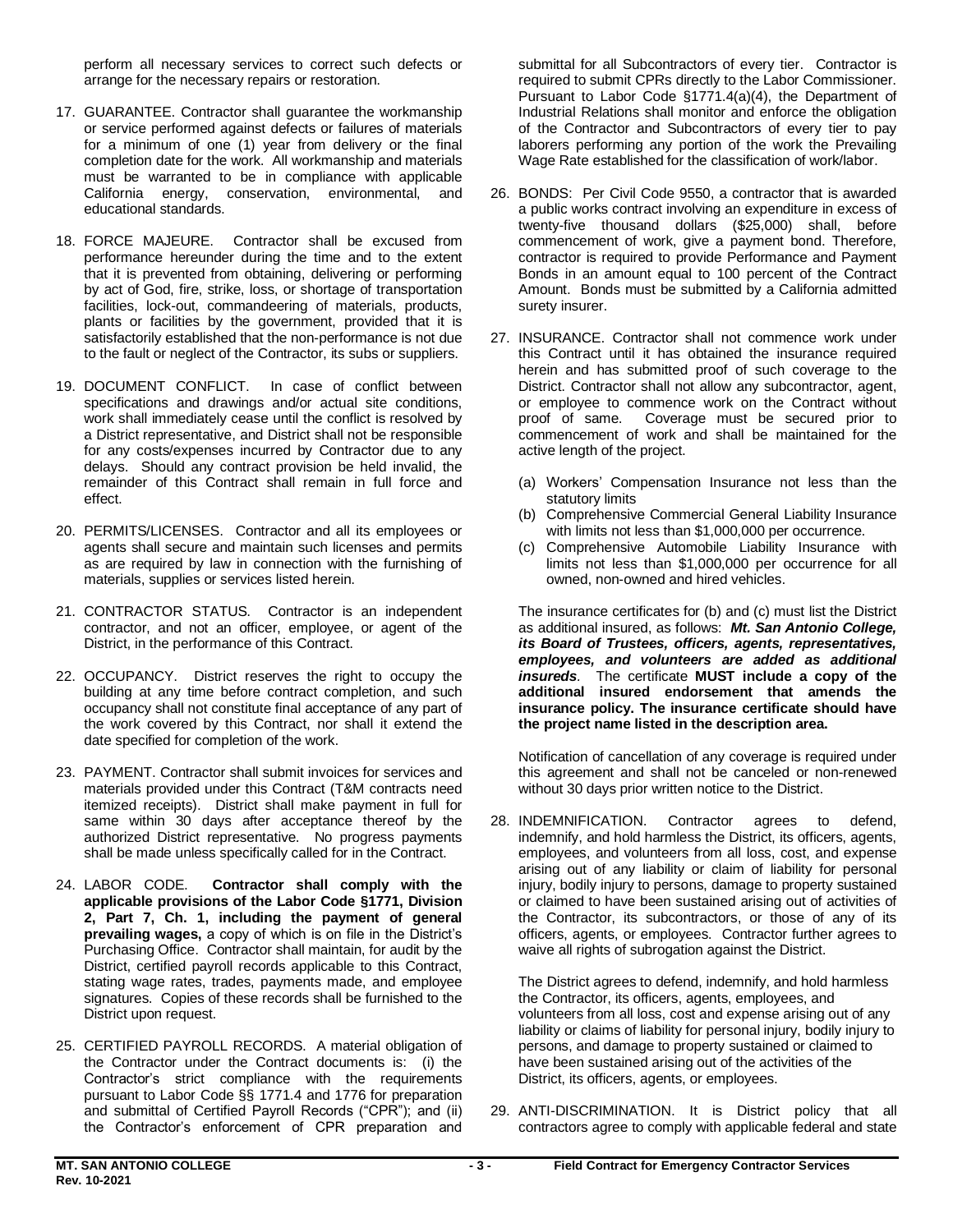perform all necessary services to correct such defects or arrange for the necessary repairs or restoration.

17. GUARANTEE. Contractor shall guarantee the workmanship or service performed against defects or failures of materials for a minimum of one (1) year from delivery or the final completion date for the work. All workmanship and materials must be warranted to be in compliance with applicable California energy, conservation, environmental, and educational standards.

18. FORCE MAJEURE. Contractor shall be excused from performance hereunder during the time and to the extent that it is prevented from obtaining, delivering or performing by act of God, fire, strike, loss, or shortage of transportation facilities, lock-out, commandeering of materials, products, plants or facilities by the government, provided that it is satisfactorily established that the non-performance is not due to the fault or neglect of the Contractor, its subs or suppliers.

19. DOCUMENT CONFLICT. In case of conflict between specifications and drawings and/or actual site conditions, work shall immediately cease until the conflict is resolved by a District representative, and District shall not be responsible for any costs/expenses incurred by Contractor due to any delays. Should any contract provision be held invalid, the remainder of this Contract shall remain in full force and effect.

20. PERMITS/LICENSES. Contractor and all its employees or agents shall secure and maintain such licenses and permits as are required by law in connection with the furnishing of materials, supplies or services listed herein.

21. CONTRACTOR STATUS. Contractor is an independent contractor, and not an officer, employee, or agent of the District, in the performance of this Contract.

22. OCCUPANCY. District reserves the right to occupy the building at any time before contract completion, and such occupancy shall not constitute final acceptance of any part of the work covered by this Contract, nor shall it extend the date specified for completion of the work.

23. PAYMENT. Contractor shall submit invoices for services and materials provided under this Contract (T&M contracts need itemized receipts). District shall make payment in full for same within 30 days after acceptance thereof by the authorized District representative. No progress payments shall be made unless specifically called for in the Contract.

24. LABOR CODE. **Contractor shall comply with the applicable provisions of the Labor Code §1771, Division 2, Part 7, Ch. 1, including the payment of general prevailing wages,** a copy of which is on file in the District's Purchasing Office. Contractor shall maintain, for audit by the District, certified payroll records applicable to this Contract, stating wage rates, trades, payments made, and employee signatures. Copies of these records shall be furnished to the District upon request.

25. CERTIFIED PAYROLL RECORDS. A material obligation of the Contractor under the Contract documents is: (i) the Contractor's strict compliance with the requirements pursuant to Labor Code §§ 1771.4 and 1776 for preparation and submittal of Certified Payroll Records ("CPR"); and (ii) the Contractor's enforcement of CPR preparation and submittal for all Subcontractors of every tier. Contractor is required to submit CPRs directly to the Labor Commissioner. Pursuant to Labor Code §1771.4(a)(4), the Department of Industrial Relations shall monitor and enforce the obligation of the Contractor and Subcontractors of every tier to pay laborers performing any portion of the work the Prevailing Wage Rate established for the classification of work/labor.

26. BONDS: Per Civil Code 9550, a contractor that is awarded a public works contract involving an expenditure in excess of twenty-five thousand dollars ($25,000) shall, before commencement of work, give a payment bond. Therefore, contractor is required to provide Performance and Payment Bonds in an amount equal to 100 percent of the Contract Amount. Bonds must be submitted by a California admitted surety insurer.

27. INSURANCE. Contractor shall not commence work under this Contract until it has obtained the insurance required herein and has submitted proof of such coverage to the District. Contractor shall not allow any subcontractor, agent, or employee to commence work on the Contract without proof of same. Coverage must be secured prior to commencement of work and shall be maintained for the active length of the project.

    (a) Workers' Compensation Insurance not less than the statutory limits
    (b) Comprehensive Commercial General Liability Insurance with limits not less than $1,000,000 per occurrence.
    (c) Comprehensive Automobile Liability Insurance with limits not less than $1,000,000 per occurrence for all owned, non-owned and hired vehicles.

    The insurance certificates for (b) and (c) must list the District as additional insured, as follows: ***Mt. San Antonio College, its Board of Trustees, officers, agents, representatives, employees, and volunteers are added as additional insureds***. The certificate **MUST include a copy of the additional insured endorsement that amends the insurance policy. The insurance certificate should have the project name listed in the description area.**

    Notification of cancellation of any coverage is required under this agreement and shall not be canceled or non-renewed without 30 days prior written notice to the District.

28. INDEMNIFICATION. Contractor agrees to defend, indemnify, and hold harmless the District, its officers, agents, employees, and volunteers from all loss, cost, and expense arising out of any liability or claim of liability for personal injury, bodily injury to persons, damage to property sustained or claimed to have been sustained arising out of activities of the Contractor, its subcontractors, or those of any of its officers, agents, or employees. Contractor further agrees to waive all rights of subrogation against the District.

    The District agrees to defend, indemnify, and hold harmless the Contractor, its officers, agents, employees, and volunteers from all loss, cost and expense arising out of any liability or claims of liability for personal injury, bodily injury to persons, and damage to property sustained or claimed to have been sustained arising out of the activities of the District, its officers, agents, or employees.

29. ANTI-DISCRIMINATION. It is District policy that all contractors agree to comply with applicable federal and state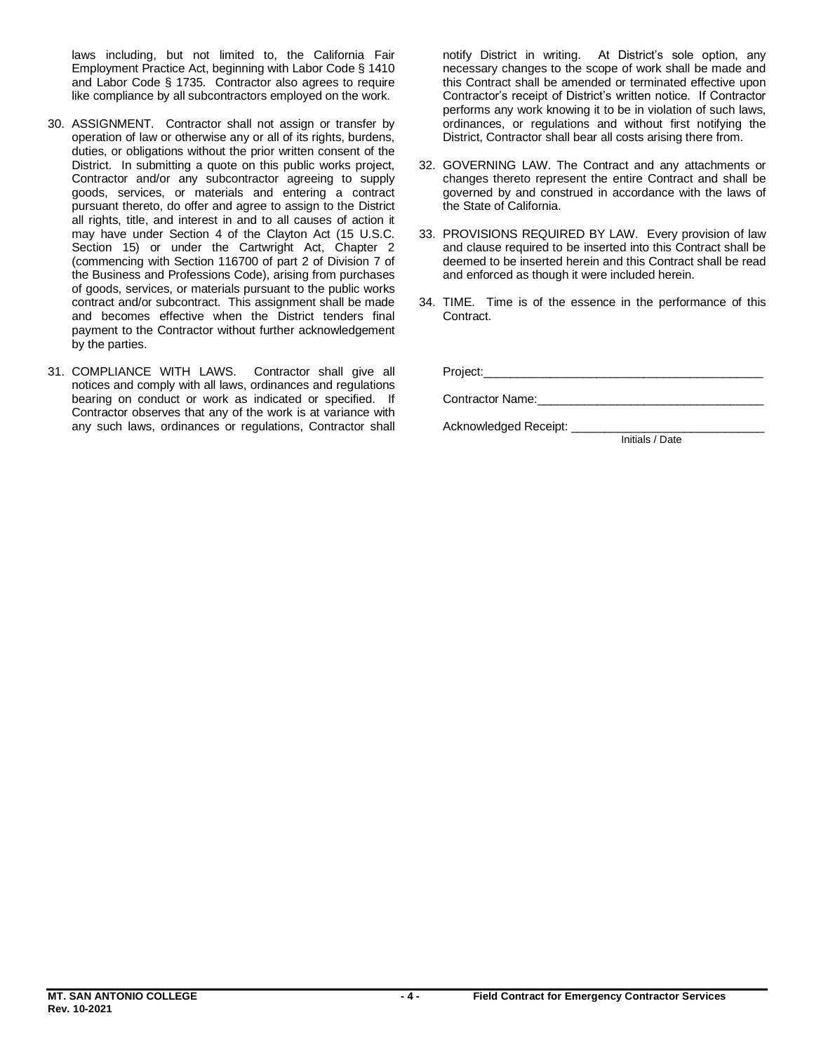laws including, but not limited to, the California Fair Employment Practice Act, beginning with Labor Code § 1410 and Labor Code § 1735. Contractor also agrees to require like compliance by all subcontractors employed on the work.

30. ASSIGNMENT. Contractor shall not assign or transfer by operation of law or otherwise any or all of its rights, burdens, duties, or obligations without the prior written consent of the District. In submitting a quote on this public works project, Contractor and/or any subcontractor agreeing to supply goods, services, or materials and entering a contract pursuant thereto, do offer and agree to assign to the District all rights, title, and interest in and to all causes of action it may have under Section 4 of the Clayton Act (15 U.S.C. Section 15) or under the Cartwright Act, Chapter 2 (commencing with Section 116700 of part 2 of Division 7 of the Business and Professions Code), arising from purchases of goods, services, or materials pursuant to the public works contract and/or subcontract. This assignment shall be made and becomes effective when the District tenders final payment to the Contractor without further acknowledgement by the parties.

31. COMPLIANCE WITH LAWS. Contractor shall give all notices and comply with all laws, ordinances and regulations bearing on conduct or work as indicated or specified. If Contractor observes that any of the work is at variance with any such laws, ordinances or regulations, Contractor shall notify District in writing. At District's sole option, any necessary changes to the scope of work shall be made and this Contract shall be amended or terminated effective upon Contractor's receipt of District's written notice. If Contractor performs any work knowing it to be in violation of such laws, ordinances, or regulations and without first notifying the District, Contractor shall bear all costs arising there from.

32. GOVERNING LAW. The Contract and any attachments or changes thereto represent the entire Contract and shall be governed by and construed in accordance with the laws of the State of California.

33. PROVISIONS REQUIRED BY LAW. Every provision of law and clause required to be inserted into this Contract shall be deemed to be inserted herein and this Contract shall be read and enforced as though it were included herein.

34. TIME. Time is of the essence in the performance of this Contract.

Project:___________________________________________

Contractor Name:__________________________________

Acknowledged Receipt: _____________________________
Initials / Date